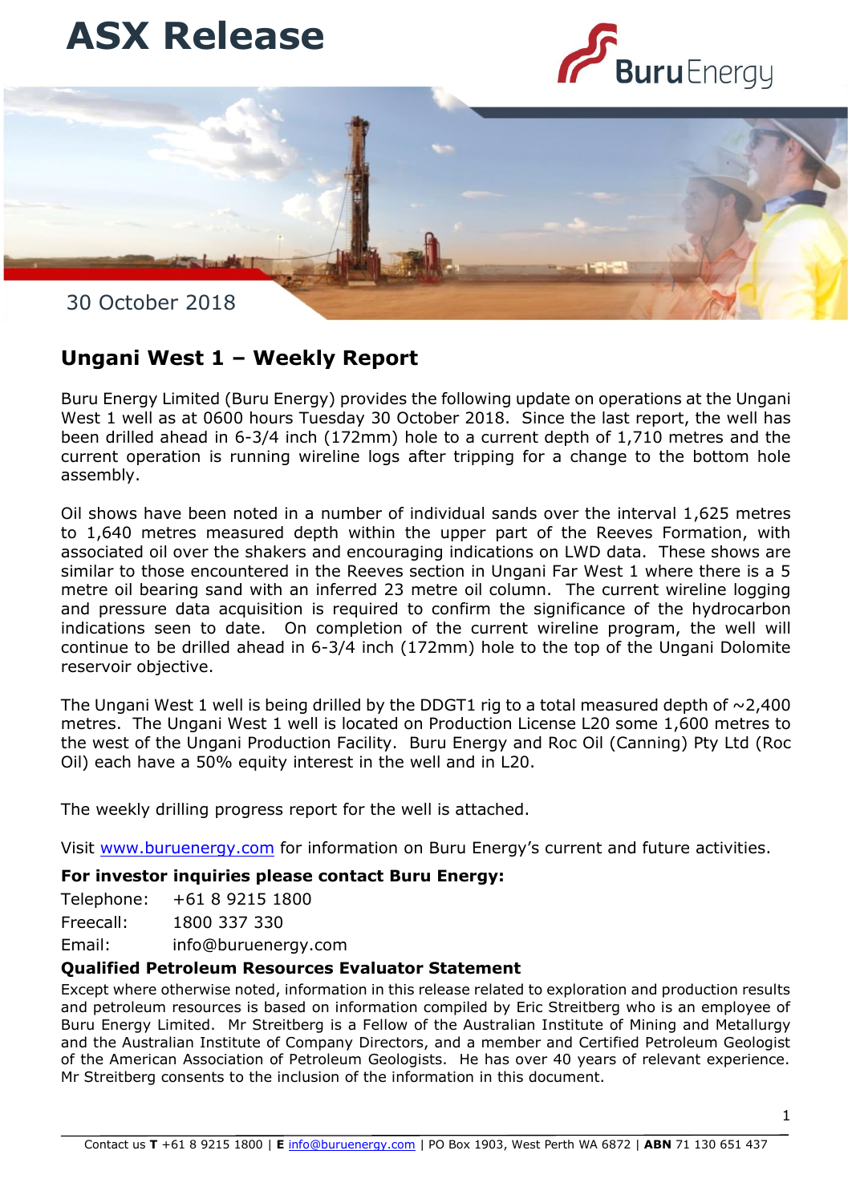# ASX Release

30 October 2018

## Ungani West 1 – Weekly Report

Buru Energy Limited (Buru Energy) provides the following update on operations at the Ungani West 1 well as at 0600 hours Tuesday 30 October 2018. Since the last report, the well has been drilled ahead in 6-3/4 inch (172mm) hole to a current depth of 1,710 metres and the current operation is running wireline logs after tripping for a change to the bottom hole assembly.

Oil shows have been noted in a number of individual sands over the interval 1,625 metres to 1,640 metres measured depth within the upper part of the Reeves Formation, with associated oil over the shakers and encouraging indications on LWD data. These shows are similar to those encountered in the Reeves section in Ungani Far West 1 where there is a 5 metre oil bearing sand with an inferred 23 metre oil column. The current wireline logging and pressure data acquisition is required to confirm the significance of the hydrocarbon indications seen to date. On completion of the current wireline program, the well will continue to be drilled ahead in 6-3/4 inch (172mm) hole to the top of the Ungani Dolomite reservoir objective.

The Ungani West 1 well is being drilled by the DDGT1 rig to a total measured depth of ~2,400 metres. The Ungani West 1 well is located on Production License L20 some 1,600 metres to the west of the Ungani Production Facility. Buru Energy and Roc Oil (Canning) Pty Ltd (Roc Oil) each have a 50% equity interest in the well and in L20.

The weekly drilling progress report for the well is attached.

Visit www.buruenergy.com for information on Buru Energy's current and future activities.

**For investor inquiries please contact Buru Energy:**

Telephone: +61 8 9215 1800
Freecall: 1800 337 330
Email: info@buruenergy.com

**Qualified Petroleum Resources Evaluator Statement**

Except where otherwise noted, information in this release related to exploration and production results and petroleum resources is based on information compiled by Eric Streitberg who is an employee of Buru Energy Limited. Mr Streitberg is a Fellow of the Australian Institute of Mining and Metallurgy and the Australian Institute of Company Directors, and a member and Certified Petroleum Geologist of the American Association of Petroleum Geologists. He has over 40 years of relevant experience. Mr Streitberg consents to the inclusion of the information in this document.

Contact us **T** +61 8 9215 1800 | **E** info@buruenergy.com | PO Box 1903, West Perth WA 6872 | **ABN** 71 130 651 437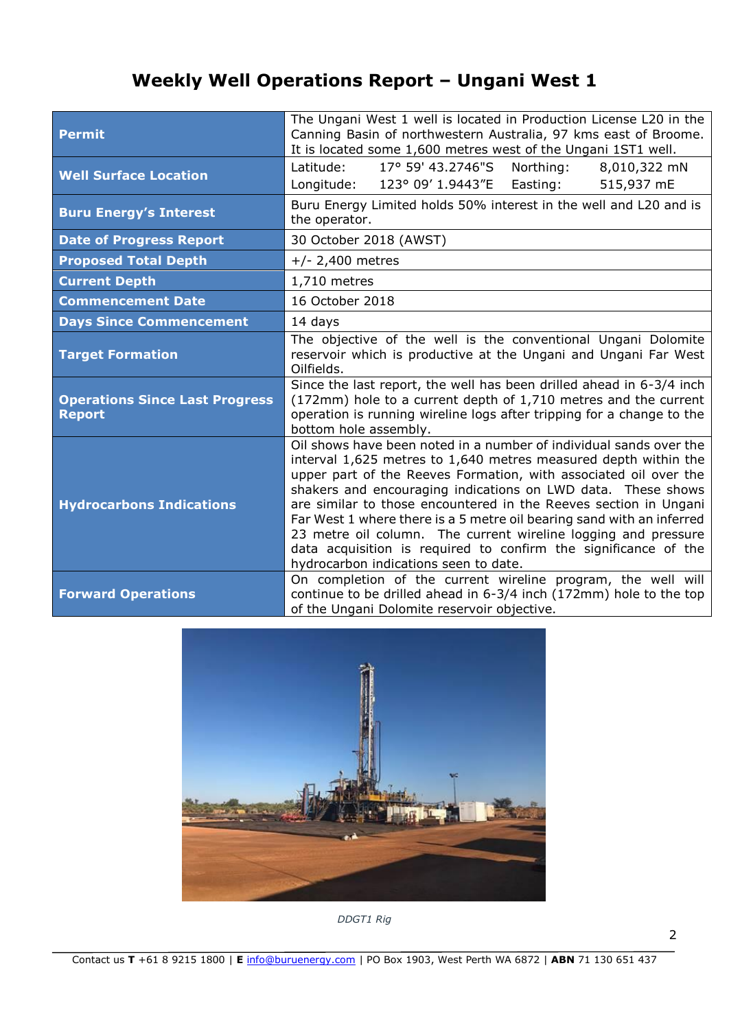# Weekly Well Operations Report – Ungani West 1

| | |
|---|---|
| **Permit** | The Ungani West 1 well is located in Production License L20 in the Canning Basin of northwestern Australia, 97 kms east of Broome. It is located some 1,600 metres west of the Ungani 1ST1 well. |
| **Well Surface Location** | Latitude: 17° 59' 43.2746"S Northing: 8,010,322 mN<br>Longitude: 123° 09' 1.9443"E Easting: 515,937 mE |
| **Buru Energy's Interest** | Buru Energy Limited holds 50% interest in the well and L20 and is the operator. |
| **Date of Progress Report** | 30 October 2018 (AWST) |
| **Proposed Total Depth** | +/- 2,400 metres |
| **Current Depth** | 1,710 metres |
| **Commencement Date** | 16 October 2018 |
| **Days Since Commencement** | 14 days |
| **Target Formation** | The objective of the well is the conventional Ungani Dolomite reservoir which is productive at the Ungani and Ungani Far West Oilfields. |
| **Operations Since Last Progress Report** | Since the last report, the well has been drilled ahead in 6-3/4 inch (172mm) hole to a current depth of 1,710 metres and the current operation is running wireline logs after tripping for a change to the bottom hole assembly. |
| **Hydrocarbons Indications** | Oil shows have been noted in a number of individual sands over the interval 1,625 metres to 1,640 metres measured depth within the upper part of the Reeves Formation, with associated oil over the shakers and encouraging indications on LWD data. These shows are similar to those encountered in the Reeves section in Ungani Far West 1 where there is a 5 metre oil bearing sand with an inferred 23 metre oil column. The current wireline logging and pressure data acquisition is required to confirm the significance of the hydrocarbon indications seen to date. |
| **Forward Operations** | On completion of the current wireline program, the well will continue to be drilled ahead in 6-3/4 inch (172mm) hole to the top of the Ungani Dolomite reservoir objective. |

*DDGT1 Rig*

Contact us **T** +61 8 9215 1800 | **E** info@buruenergy.com | PO Box 1903, West Perth WA 6872 | **ABN** 71 130 651 437